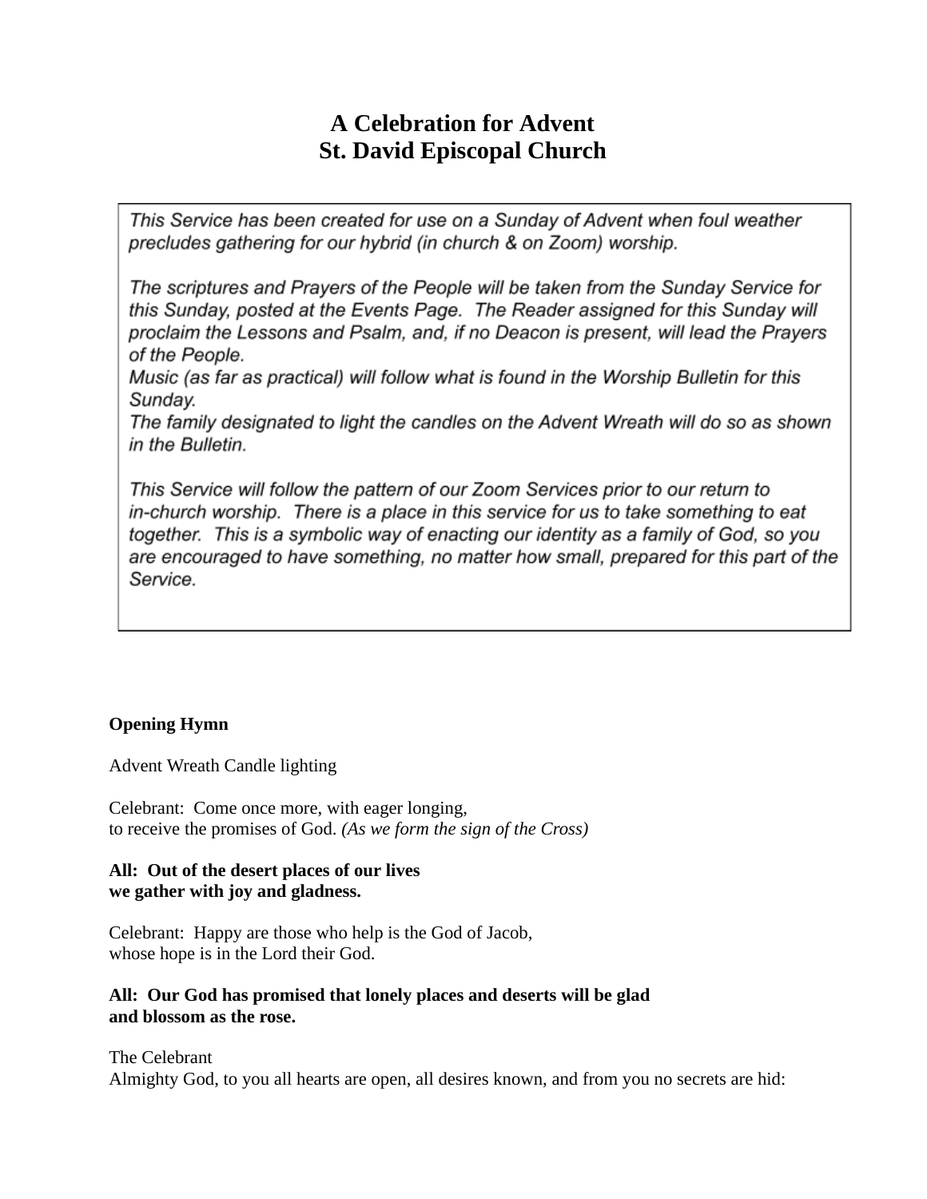# A Celebration for Advent
# St. David Episcopal Church

> This Service has been created for use on a Sunday of Advent when foul weather precludes gathering for our hybrid (in church & on Zoom) worship.
>
> The scriptures and Prayers of the People will be taken from the Sunday Service for this Sunday, posted at the Events Page. The Reader assigned for this Sunday will proclaim the Lessons and Psalm, and, if no Deacon is present, will lead the Prayers of the People.
> Music (as far as practical) will follow what is found in the Worship Bulletin for this Sunday.
> The family designated to light the candles on the Advent Wreath will do so as shown in the Bulletin.
>
> This Service will follow the pattern of our Zoom Services prior to our return to in-church worship. There is a place in this service for us to take something to eat together. This is a symbolic way of enacting our identity as a family of God, so you are encouraged to have something, no matter how small, prepared for this part of the Service.

**Opening Hymn**

Advent Wreath Candle lighting

Celebrant: Come once more, with eager longing,
to receive the promises of God. *(As we form the sign of the Cross)*

**All: Out of the desert places of our lives**
**we gather with joy and gladness.**

Celebrant: Happy are those who help is the God of Jacob,
whose hope is in the Lord their God.

**All: Our God has promised that lonely places and deserts will be glad**
**and blossom as the rose.**

The Celebrant
Almighty God, to you all hearts are open, all desires known, and from you no secrets are hid: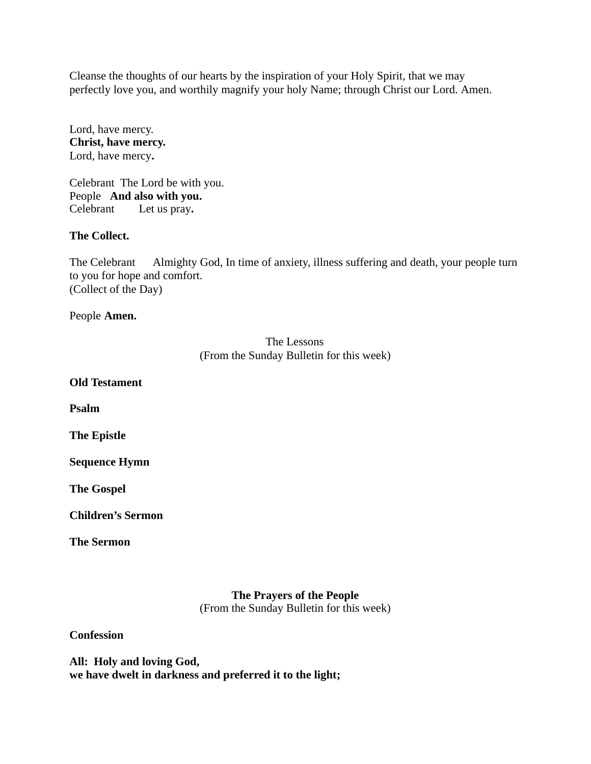Cleanse the thoughts of our hearts by the inspiration of your Holy Spirit, that we may perfectly love you, and worthily magnify your holy Name; through Christ our Lord. Amen.

Lord, have mercy.
**Christ, have mercy.**
Lord, have mercy**.**

Celebrant The Lord be with you.
People **And also with you.**
Celebrant Let us pray**.**

**The Collect.**

The Celebrant Almighty God, In time of anxiety, illness suffering and death, your people turn to you for hope and comfort.
(Collect of the Day)

People **Amen.**

The Lessons
(From the Sunday Bulletin for this week)

**Old Testament**

**Psalm**

**The Epistle**

**Sequence Hymn**

**The Gospel**

**Children's Sermon**

**The Sermon**

**The Prayers of the People**
(From the Sunday Bulletin for this week)

**Confession**

**All: Holy and loving God,**
**we have dwelt in darkness and preferred it to the light;**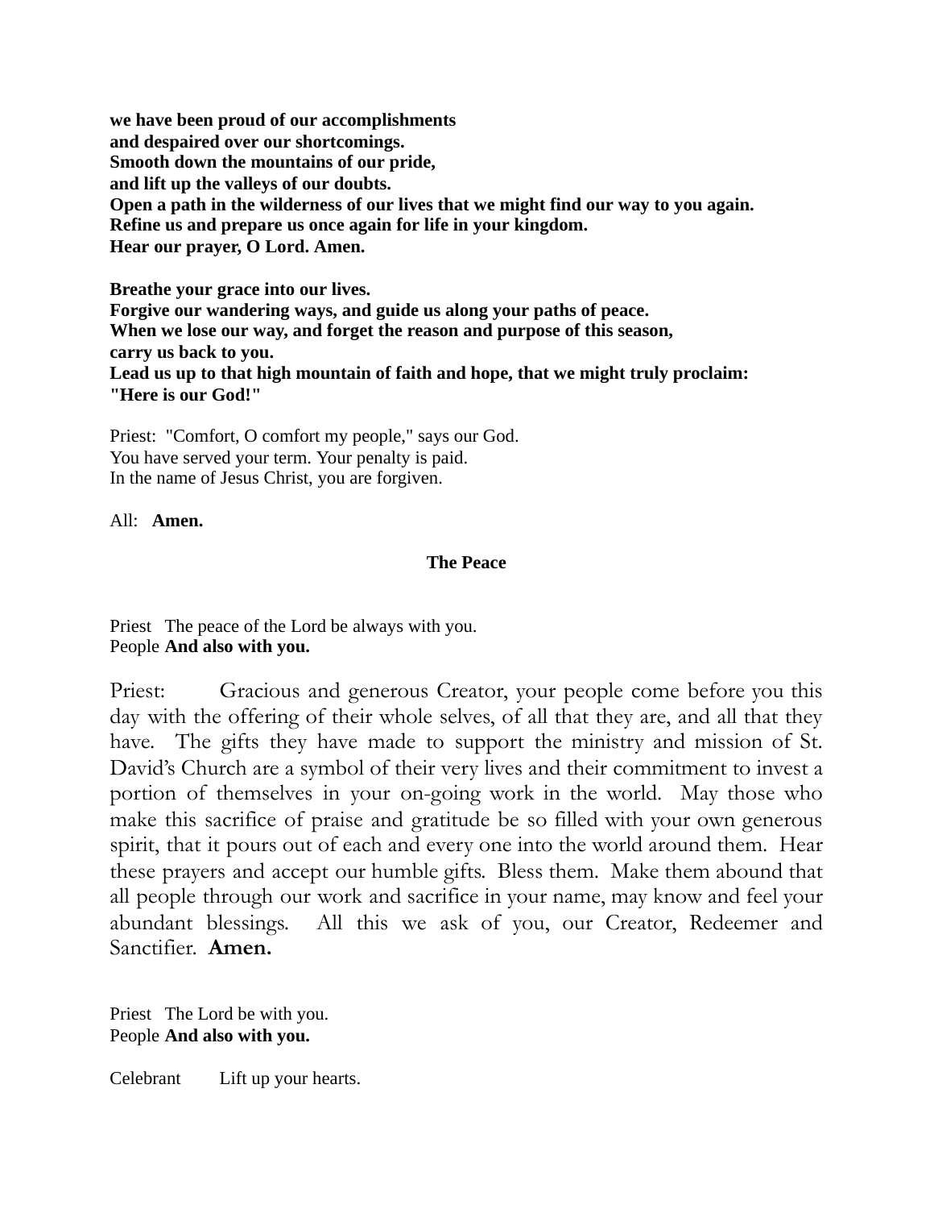**we have been proud of our accomplishments**
**and despaired over our shortcomings.**
**Smooth down the mountains of our pride,**
**and lift up the valleys of our doubts.**
**Open a path in the wilderness of our lives that we might find our way to you again.**
**Refine us and prepare us once again for life in your kingdom.**
**Hear our prayer, O Lord. Amen.**

**Breathe your grace into our lives.**
**Forgive our wandering ways, and guide us along your paths of peace.**
**When we lose our way, and forget the reason and purpose of this season,**
**carry us back to you.**
**Lead us up to that high mountain of faith and hope, that we might truly proclaim:**
**"Here is our God!"**

Priest: "Comfort, O comfort my people," says our God.
You have served your term. Your penalty is paid.
In the name of Jesus Christ, you are forgiven.

All: **Amen.**

### The Peace

Priest The peace of the Lord be always with you.
People **And also with you.**

Priest: Gracious and generous Creator, your people come before you this day with the offering of their whole selves, of all that they are, and all that they have. The gifts they have made to support the ministry and mission of St. David's Church are a symbol of their very lives and their commitment to invest a portion of themselves in your on-going work in the world. May those who make this sacrifice of praise and gratitude be so filled with your own generous spirit, that it pours out of each and every one into the world around them. Hear these prayers and accept our humble gifts. Bless them. Make them abound that all people through our work and sacrifice in your name, may know and feel your abundant blessings. All this we ask of you, our Creator, Redeemer and Sanctifier. **Amen.**

Priest The Lord be with you.
People **And also with you.**

Celebrant Lift up your hearts.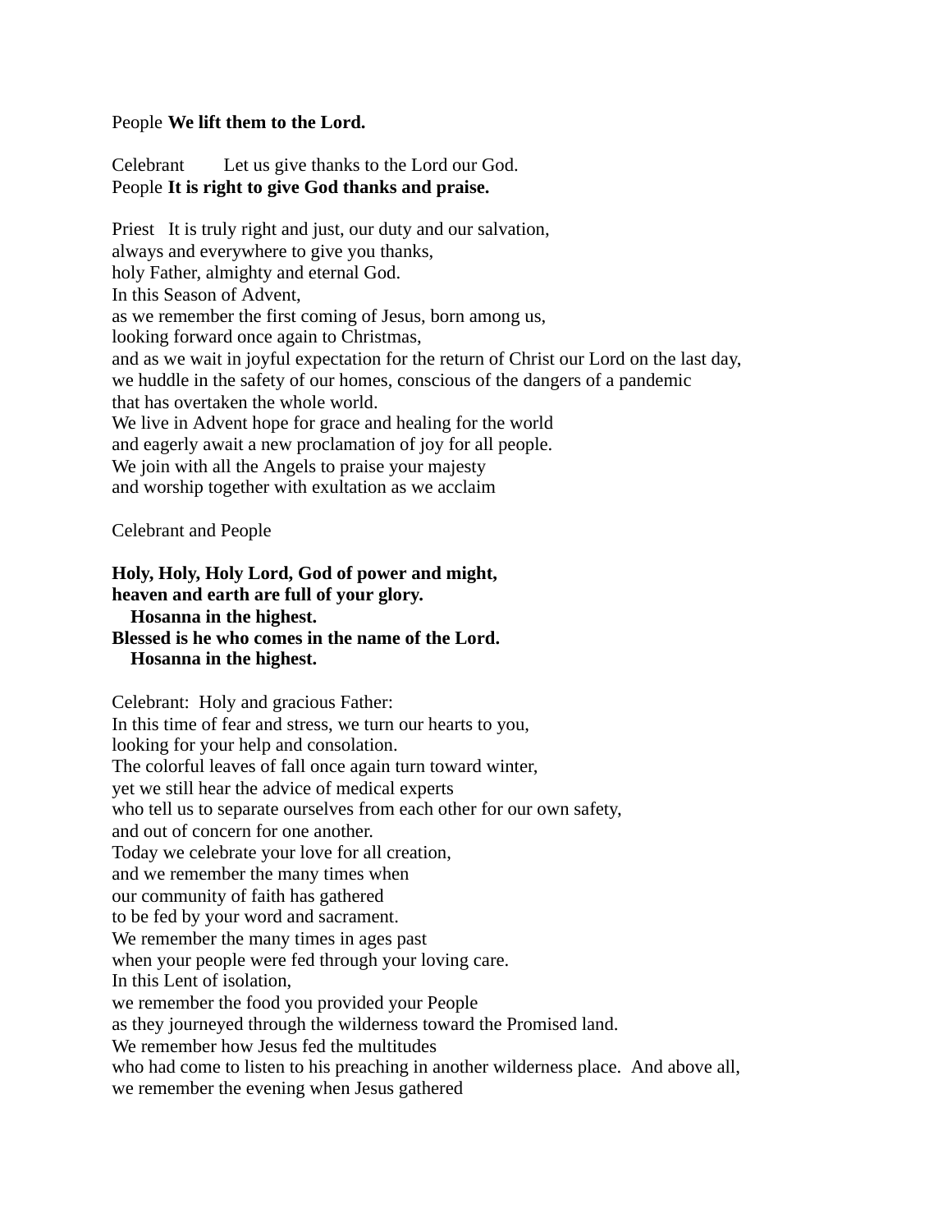People **We lift them to the Lord.**

Celebrant Let us give thanks to the Lord our God.
People **It is right to give God thanks and praise.**

Priest It is truly right and just, our duty and our salvation,
always and everywhere to give you thanks,
holy Father, almighty and eternal God.
In this Season of Advent,
as we remember the first coming of Jesus, born among us,
looking forward once again to Christmas,
and as we wait in joyful expectation for the return of Christ our Lord on the last day,
we huddle in the safety of our homes, conscious of the dangers of a pandemic
that has overtaken the whole world.
We live in Advent hope for grace and healing for the world
and eagerly await a new proclamation of joy for all people.
We join with all the Angels to praise your majesty
and worship together with exultation as we acclaim

Celebrant and People

**Holy, Holy, Holy Lord, God of power and might,**
**heaven and earth are full of your glory.**
**Hosanna in the highest.**
**Blessed is he who comes in the name of the Lord.**
**Hosanna in the highest.**

Celebrant: Holy and gracious Father:
In this time of fear and stress, we turn our hearts to you,
looking for your help and consolation.
The colorful leaves of fall once again turn toward winter,
yet we still hear the advice of medical experts
who tell us to separate ourselves from each other for our own safety,
and out of concern for one another.
Today we celebrate your love for all creation,
and we remember the many times when
our community of faith has gathered
to be fed by your word and sacrament.
We remember the many times in ages past
when your people were fed through your loving care.
In this Lent of isolation,
we remember the food you provided your People
as they journeyed through the wilderness toward the Promised land.
We remember how Jesus fed the multitudes
who had come to listen to his preaching in another wilderness place. And above all,
we remember the evening when Jesus gathered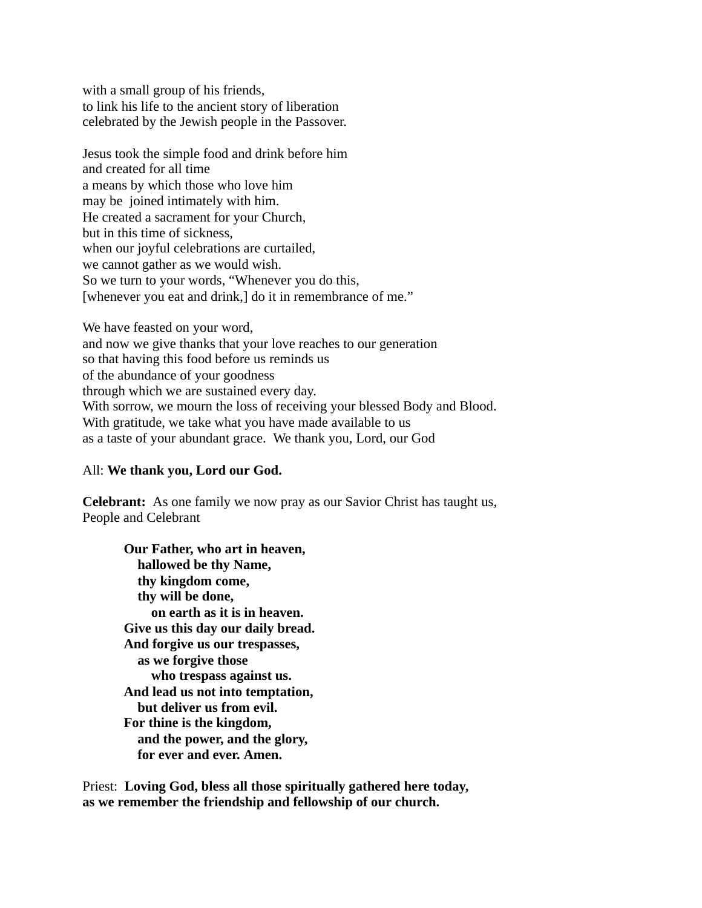with a small group of his friends,
to link his life to the ancient story of liberation
celebrated by the Jewish people in the Passover.

Jesus took the simple food and drink before him
and created for all time
a means by which those who love him
may be joined intimately with him.
He created a sacrament for your Church,
but in this time of sickness,
when our joyful celebrations are curtailed,
we cannot gather as we would wish.
So we turn to your words, "Whenever you do this,
[whenever you eat and drink,] do it in remembrance of me."

We have feasted on your word,
and now we give thanks that your love reaches to our generation
so that having this food before us reminds us
of the abundance of your goodness
through which we are sustained every day.
With sorrow, we mourn the loss of receiving your blessed Body and Blood.
With gratitude, we take what you have made available to us
as a taste of your abundant grace. We thank you, Lord, our God

All: **We thank you, Lord our God.**

**Celebrant:** As one family we now pray as our Savior Christ has taught us,
People and Celebrant

> **Our Father, who art in heaven,**
> **hallowed be thy Name,**
> **thy kingdom come,**
> **thy will be done,**
> **on earth as it is in heaven.**
> **Give us this day our daily bread.**
> **And forgive us our trespasses,**
> **as we forgive those**
> **who trespass against us.**
> **And lead us not into temptation,**
> **but deliver us from evil.**
> **For thine is the kingdom,**
> **and the power, and the glory,**
> **for ever and ever. Amen.**

Priest: **Loving God, bless all those spiritually gathered here today,
as we remember the friendship and fellowship of our church.**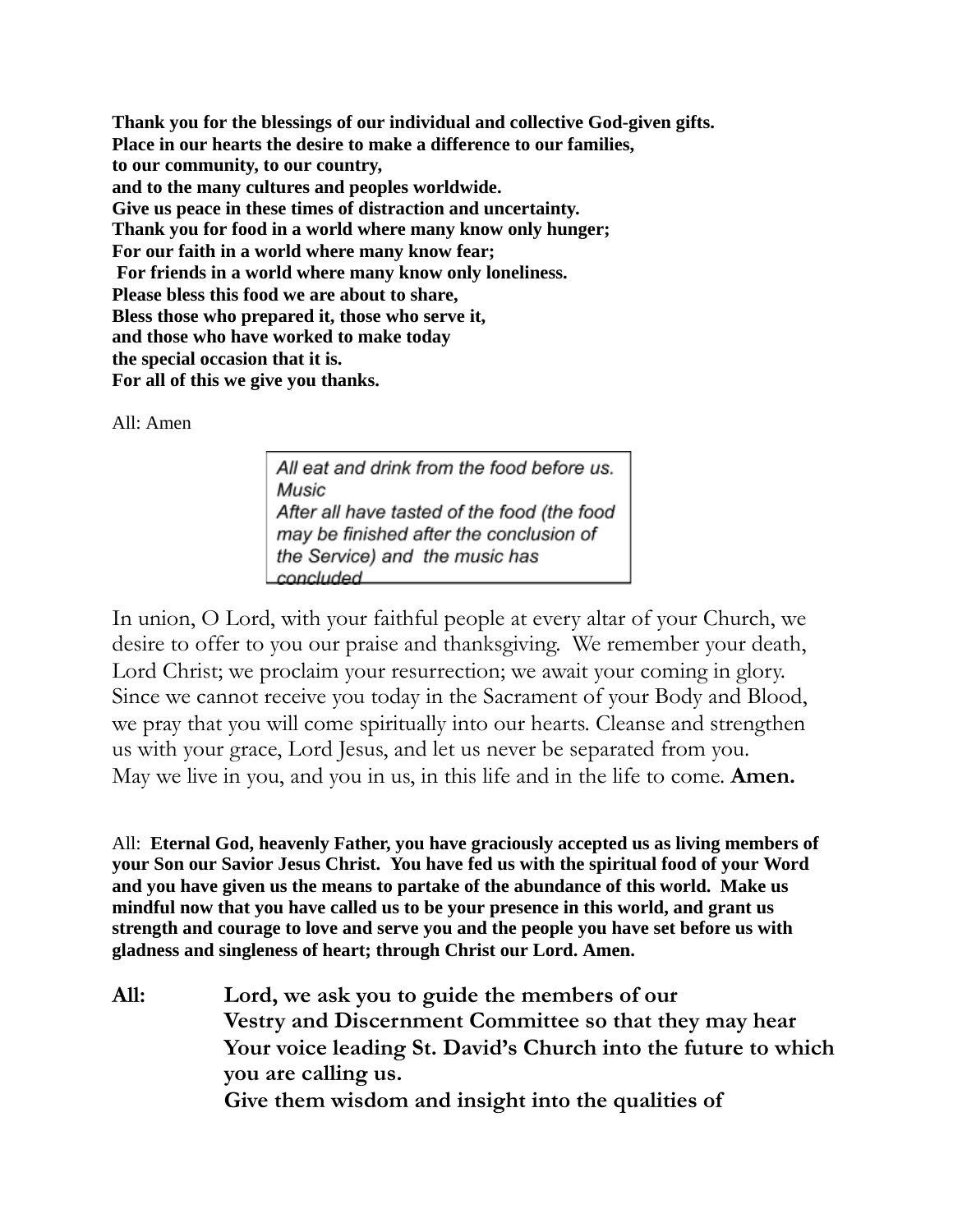**Thank you for the blessings of our individual and collective God-given gifts.**
**Place in our hearts the desire to make a difference to our families,**
**to our community, to our country,**
**and to the many cultures and peoples worldwide.**
**Give us peace in these times of distraction and uncertainty.**
**Thank you for food in a world where many know only hunger;**
**For our faith in a world where many know fear;**
**For friends in a world where many know only loneliness.**
**Please bless this food we are about to share,**
**Bless those who prepared it, those who serve it,**
**and those who have worked to make today**
**the special occasion that it is.**
**For all of this we give you thanks.**

All: Amen

*All eat and drink from the food before us.*
*Music*
*After all have tasted of the food (the food may be finished after the conclusion of the Service) and the music has concluded*

In union, O Lord, with your faithful people at every altar of your Church, we desire to offer to you our praise and thanksgiving. We remember your death, Lord Christ; we proclaim your resurrection; we await your coming in glory. Since we cannot receive you today in the Sacrament of your Body and Blood, we pray that you will come spiritually into our hearts. Cleanse and strengthen us with your grace, Lord Jesus, and let us never be separated from you. May we live in you, and you in us, in this life and in the life to come. **Amen.**

All: **Eternal God, heavenly Father, you have graciously accepted us as living members of your Son our Savior Jesus Christ. You have fed us with the spiritual food of your Word and you have given us the means to partake of the abundance of this world. Make us mindful now that you have called us to be your presence in this world, and grant us strength and courage to love and serve you and the people you have set before us with gladness and singleness of heart; through Christ our Lord. Amen.**

**All:** **Lord, we ask you to guide the members of our Vestry and Discernment Committee so that they may hear Your voice leading St. David's Church into the future to which you are calling us.**
**Give them wisdom and insight into the qualities of**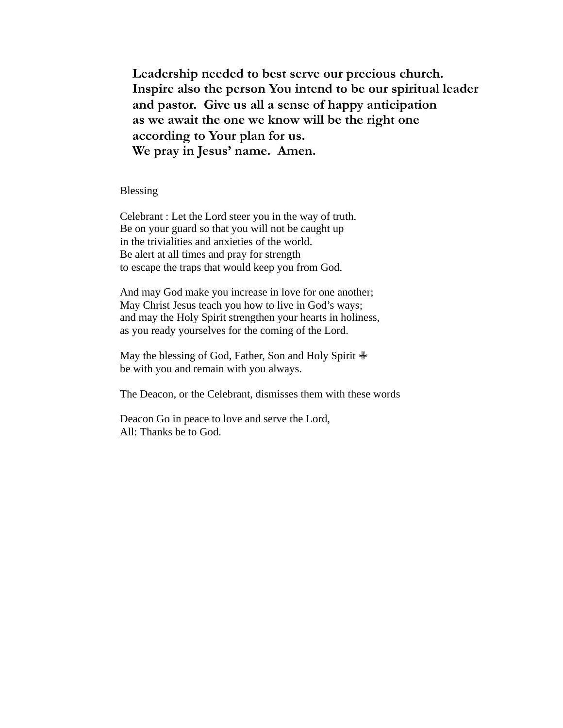**Leadership needed to best serve our precious church.**
**Inspire also the person You intend to be our spiritual leader and pastor.  Give us all a sense of happy anticipation as we await the one we know will be the right one according to Your plan for us.**
**We pray in Jesus' name.  Amen.**

Blessing

Celebrant : Let the Lord steer you in the way of truth.
Be on your guard so that you will not be caught up
in the trivialities and anxieties of the world.
Be alert at all times and pray for strength
to escape the traps that would keep you from God.

And may God make you increase in love for one another;
May Christ Jesus teach you how to live in God's ways;
and may the Holy Spirit strengthen your hearts in holiness,
as you ready yourselves for the coming of the Lord.

May the blessing of God, Father, Son and Holy Spirit ✙
be with you and remain with you always.

The Deacon, or the Celebrant, dismisses them with these words

Deacon Go in peace to love and serve the Lord,
All: Thanks be to God.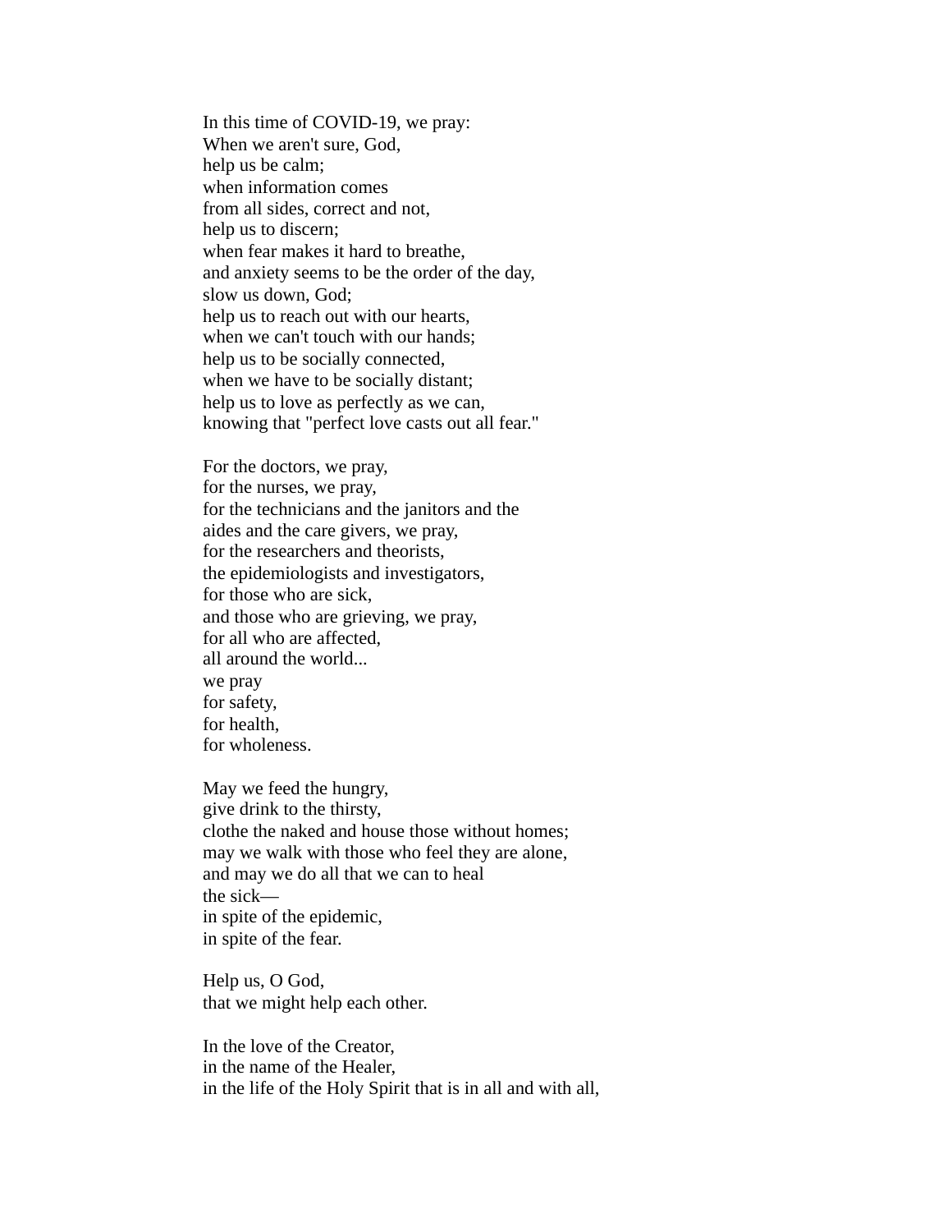In this time of COVID-19, we pray:
When we aren't sure, God,
help us be calm;
when information comes
from all sides, correct and not,
help us to discern;
when fear makes it hard to breathe,
and anxiety seems to be the order of the day,
slow us down, God;
help us to reach out with our hearts,
when we can't touch with our hands;
help us to be socially connected,
when we have to be socially distant;
help us to love as perfectly as we can,
knowing that "perfect love casts out all fear."

For the doctors, we pray,
for the nurses, we pray,
for the technicians and the janitors and the
aides and the care givers, we pray,
for the researchers and theorists,
the epidemiologists and investigators,
for those who are sick,
and those who are grieving, we pray,
for all who are affected,
all around the world...
we pray
for safety,
for health,
for wholeness.

May we feed the hungry,
give drink to the thirsty,
clothe the naked and house those without homes;
may we walk with those who feel they are alone,
and may we do all that we can to heal
the sick—
in spite of the epidemic,
in spite of the fear.

Help us, O God,
that we might help each other.

In the love of the Creator,
in the name of the Healer,
in the life of the Holy Spirit that is in all and with all,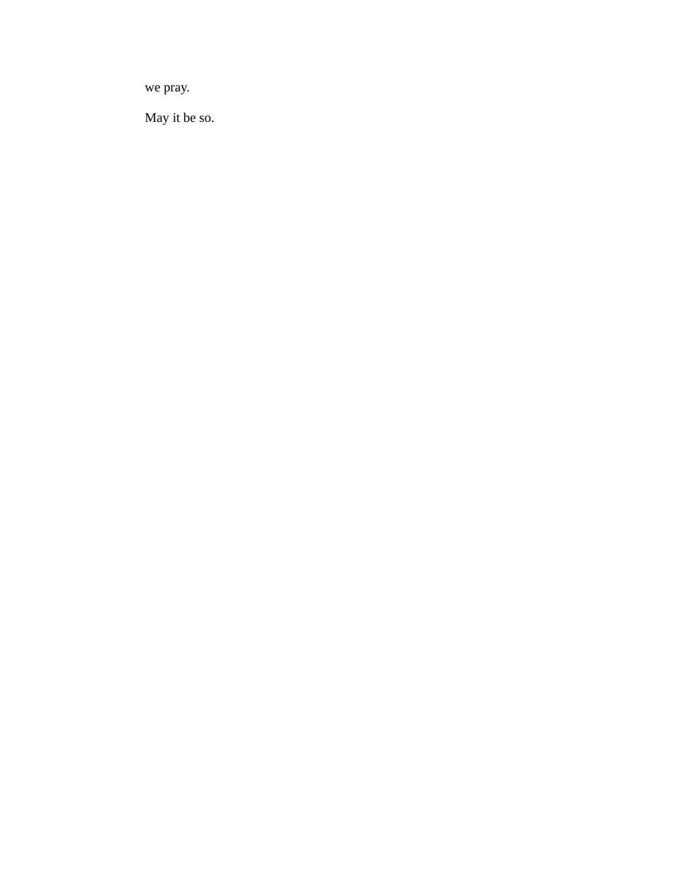we pray.

May it be so.